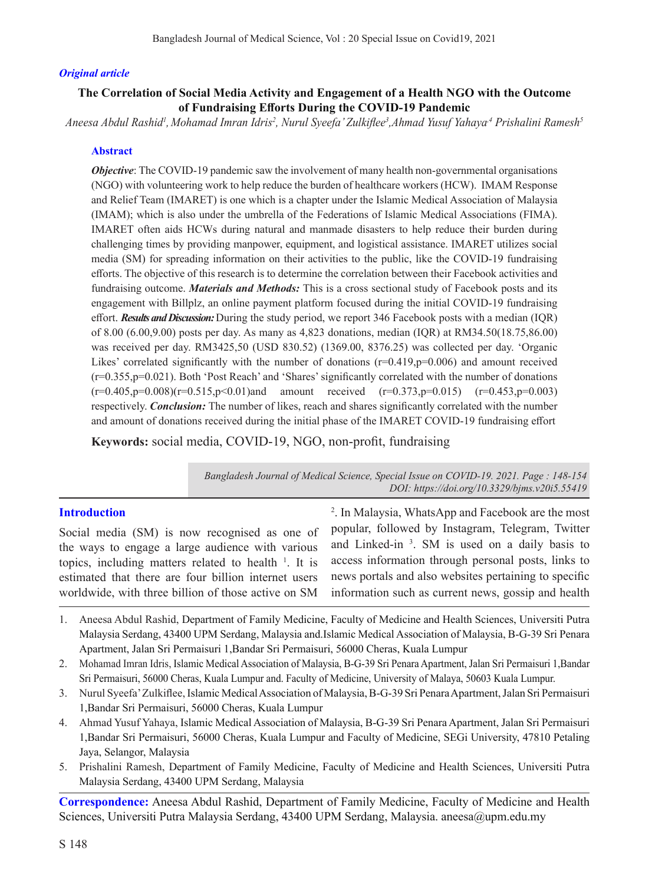*Original article*

# The Correlation of Social Media Activity and Engagement of a Health NGO with the Outcome of Fundraising Efforts During the COVID-19 Pandemic

*Aneesa Abdul Rashid[1], Mohamad Imran Idris[2], Nurul Syeefa' Zulkiflee[3], Ahmad Yusuf Yahaya[4] Prishalini Ramesh[5]*

## Abstract

***Objective***: The COVID-19 pandemic saw the involvement of many health non-governmental organisations (NGO) with volunteering work to help reduce the burden of healthcare workers (HCW). IMAM Response and Relief Team (IMARET) is one which is a chapter under the Islamic Medical Association of Malaysia (IMAM); which is also under the umbrella of the Federations of Islamic Medical Associations (FIMA). IMARET often aids HCWs during natural and manmade disasters to help reduce their burden during challenging times by providing manpower, equipment, and logistical assistance. IMARET utilizes social media (SM) for spreading information on their activities to the public, like the COVID-19 fundraising efforts. The objective of this research is to determine the correlation between their Facebook activities and fundraising outcome. ***Materials and Methods:*** This is a cross sectional study of Facebook posts and its engagement with Billplz, an online payment platform focused during the initial COVID-19 fundraising effort. ***Results and Discussion:*** During the study period, we report 346 Facebook posts with a median (IQR) of 8.00 (6.00,9.00) posts per day. As many as 4,823 donations, median (IQR) at RM34.50(18.75,86.00) was received per day. RM3425,50 (USD 830.52) (1369.00, 8376.25) was collected per day. 'Organic Likes' correlated significantly with the number of donations ($r=0.419, p=0.006$) and amount received ($r=0.355, p=0.021$). Both 'Post Reach' and 'Shares' significantly correlated with the number of donations ($r=0.405, p=0.008$)($r=0.515, p<0.01$)and amount received ($r=0.373, p=0.015$) ($r=0.453, p=0.003$) respectively. ***Conclusion:*** The number of likes, reach and shares significantly correlated with the number and amount of donations received during the initial phase of the IMARET COVID-19 fundraising effort

**Keywords:** social media, COVID-19, NGO, non-profit, fundraising

*Bangladesh Journal of Medical Science, Special Issue on COVID-19. 2021. Page : 148-154*
*DOI: https://doi.org/10.3329/bjms.v20i5.55419*

## Introduction

Social media (SM) is now recognised as one of the ways to engage a large audience with various topics, including matters related to health [1]. It is estimated that there are four billion internet users worldwide, with three billion of those active on SM [2]. In Malaysia, WhatsApp and Facebook are the most popular, followed by Instagram, Telegram, Twitter and Linked-in [3]. SM is used on a daily basis to access information through personal posts, links to news portals and also websites pertaining to specific information such as current news, gossip and health

1. Aneesa Abdul Rashid, Department of Family Medicine, Faculty of Medicine and Health Sciences, Universiti Putra Malaysia Serdang, 43400 UPM Serdang, Malaysia and.Islamic Medical Association of Malaysia, B-G-39 Sri Penara Apartment, Jalan Sri Permaisuri 1,Bandar Sri Permaisuri, 56000 Cheras, Kuala Lumpur
2. Mohamad Imran Idris, Islamic Medical Association of Malaysia, B-G-39 Sri Penara Apartment, Jalan Sri Permaisuri 1,Bandar Sri Permaisuri, 56000 Cheras, Kuala Lumpur and. Faculty of Medicine, University of Malaya, 50603 Kuala Lumpur.
3. Nurul Syeefa' Zulkiflee, Islamic Medical Association of Malaysia, B-G-39 Sri Penara Apartment, Jalan Sri Permaisuri 1,Bandar Sri Permaisuri, 56000 Cheras, Kuala Lumpur
4. Ahmad Yusuf Yahaya, Islamic Medical Association of Malaysia, B-G-39 Sri Penara Apartment, Jalan Sri Permaisuri 1,Bandar Sri Permaisuri, 56000 Cheras, Kuala Lumpur and Faculty of Medicine, SEGi University, 47810 Petaling Jaya, Selangor, Malaysia
5. Prishalini Ramesh, Department of Family Medicine, Faculty of Medicine and Health Sciences, Universiti Putra Malaysia Serdang, 43400 UPM Serdang, Malaysia

**Correspondence:** Aneesa Abdul Rashid, Department of Family Medicine, Faculty of Medicine and Health Sciences, Universiti Putra Malaysia Serdang, 43400 UPM Serdang, Malaysia. aneesa@upm.edu.my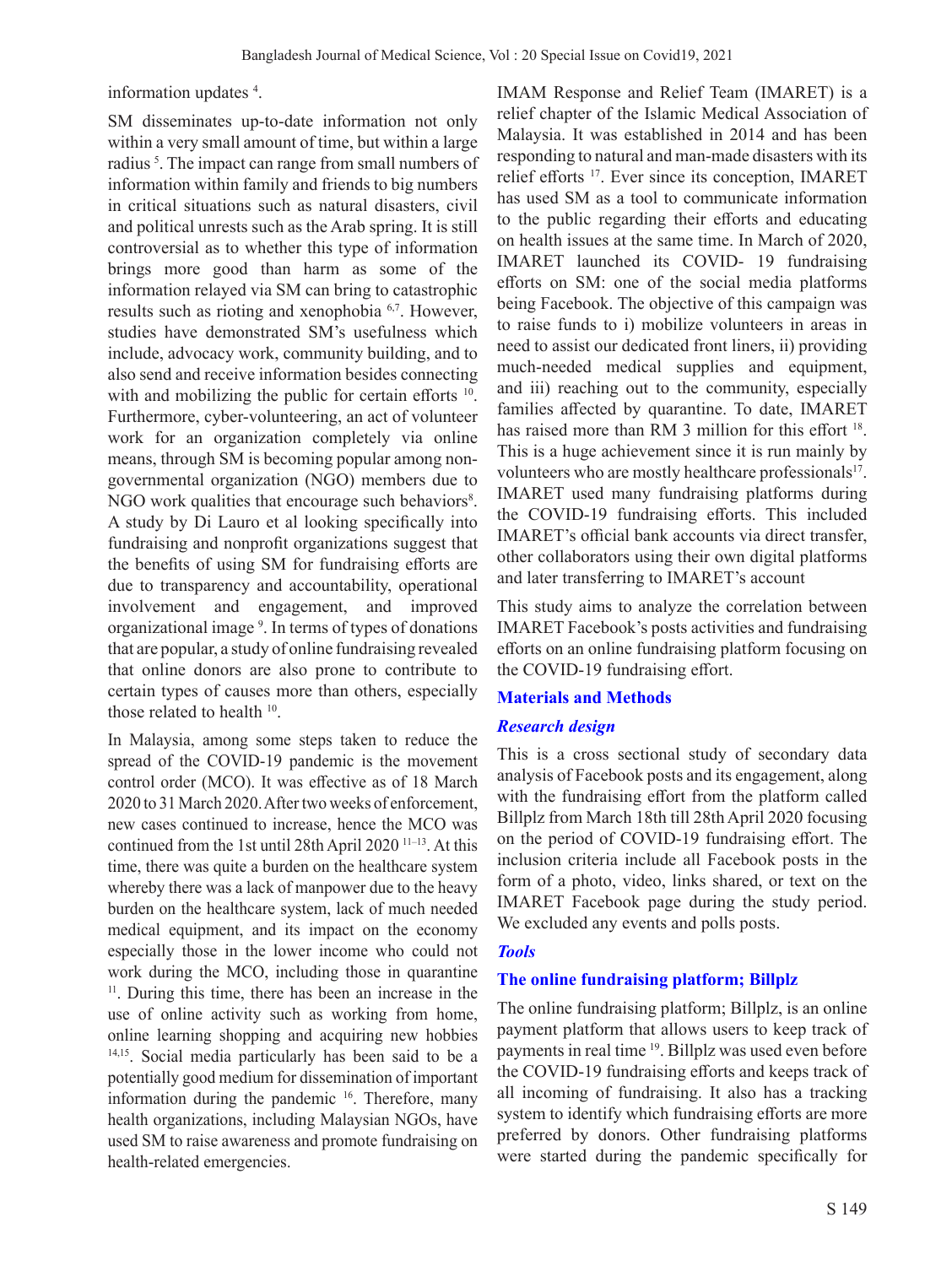information updates [4].

SM disseminates up-to-date information not only within a very small amount of time, but within a large radius [5]. The impact can range from small numbers of information within family and friends to big numbers in critical situations such as natural disasters, civil and political unrests such as the Arab spring. It is still controversial as to whether this type of information brings more good than harm as some of the information relayed via SM can bring to catastrophic results such as rioting and xenophobia [6,7]. However, studies have demonstrated SM's usefulness which include, advocacy work, community building, and to also send and receive information besides connecting with and mobilizing the public for certain efforts [10]. Furthermore, cyber-volunteering, an act of volunteer work for an organization completely via online means, through SM is becoming popular among non-governmental organization (NGO) members due to NGO work qualities that encourage such behaviors[8]. A study by Di Lauro et al looking specifically into fundraising and nonprofit organizations suggest that the benefits of using SM for fundraising efforts are due to transparency and accountability, operational involvement and engagement, and improved organizational image [9]. In terms of types of donations that are popular, a study of online fundraising revealed that online donors are also prone to contribute to certain types of causes more than others, especially those related to health [10].

In Malaysia, among some steps taken to reduce the spread of the COVID-19 pandemic is the movement control order (MCO). It was effective as of 18 March 2020 to 31 March 2020. After two weeks of enforcement, new cases continued to increase, hence the MCO was continued from the 1st until 28th April 2020 [11–13]. At this time, there was quite a burden on the healthcare system whereby there was a lack of manpower due to the heavy burden on the healthcare system, lack of much needed medical equipment, and its impact on the economy especially those in the lower income who could not work during the MCO, including those in quarantine [11]. During this time, there has been an increase in the use of online activity such as working from home, online learning shopping and acquiring new hobbies [14,15]. Social media particularly has been said to be a potentially good medium for dissemination of important information during the pandemic [16]. Therefore, many health organizations, including Malaysian NGOs, have used SM to raise awareness and promote fundraising on health-related emergencies.

IMAM Response and Relief Team (IMARET) is a relief chapter of the Islamic Medical Association of Malaysia. It was established in 2014 and has been responding to natural and man-made disasters with its relief efforts [17]. Ever since its conception, IMARET has used SM as a tool to communicate information to the public regarding their efforts and educating on health issues at the same time. In March of 2020, IMARET launched its COVID- 19 fundraising efforts on SM: one of the social media platforms being Facebook. The objective of this campaign was to raise funds to i) mobilize volunteers in areas in need to assist our dedicated front liners, ii) providing much-needed medical supplies and equipment, and iii) reaching out to the community, especially families affected by quarantine. To date, IMARET has raised more than RM 3 million for this effort [18]. This is a huge achievement since it is run mainly by volunteers who are mostly healthcare professionals[17]. IMARET used many fundraising platforms during the COVID-19 fundraising efforts. This included IMARET's official bank accounts via direct transfer, other collaborators using their own digital platforms and later transferring to IMARET's account

This study aims to analyze the correlation between IMARET Facebook's posts activities and fundraising efforts on an online fundraising platform focusing on the COVID-19 fundraising effort.

## Materials and Methods

### *Research design*

This is a cross sectional study of secondary data analysis of Facebook posts and its engagement, along with the fundraising effort from the platform called Billplz from March 18th till 28th April 2020 focusing on the period of COVID-19 fundraising effort. The inclusion criteria include all Facebook posts in the form of a photo, video, links shared, or text on the IMARET Facebook page during the study period. We excluded any events and polls posts.

### *Tools*

#### The online fundraising platform; Billplz

The online fundraising platform; Billplz, is an online payment platform that allows users to keep track of payments in real time [19]. Billplz was used even before the COVID-19 fundraising efforts and keeps track of all incoming of fundraising. It also has a tracking system to identify which fundraising efforts are more preferred by donors. Other fundraising platforms were started during the pandemic specifically for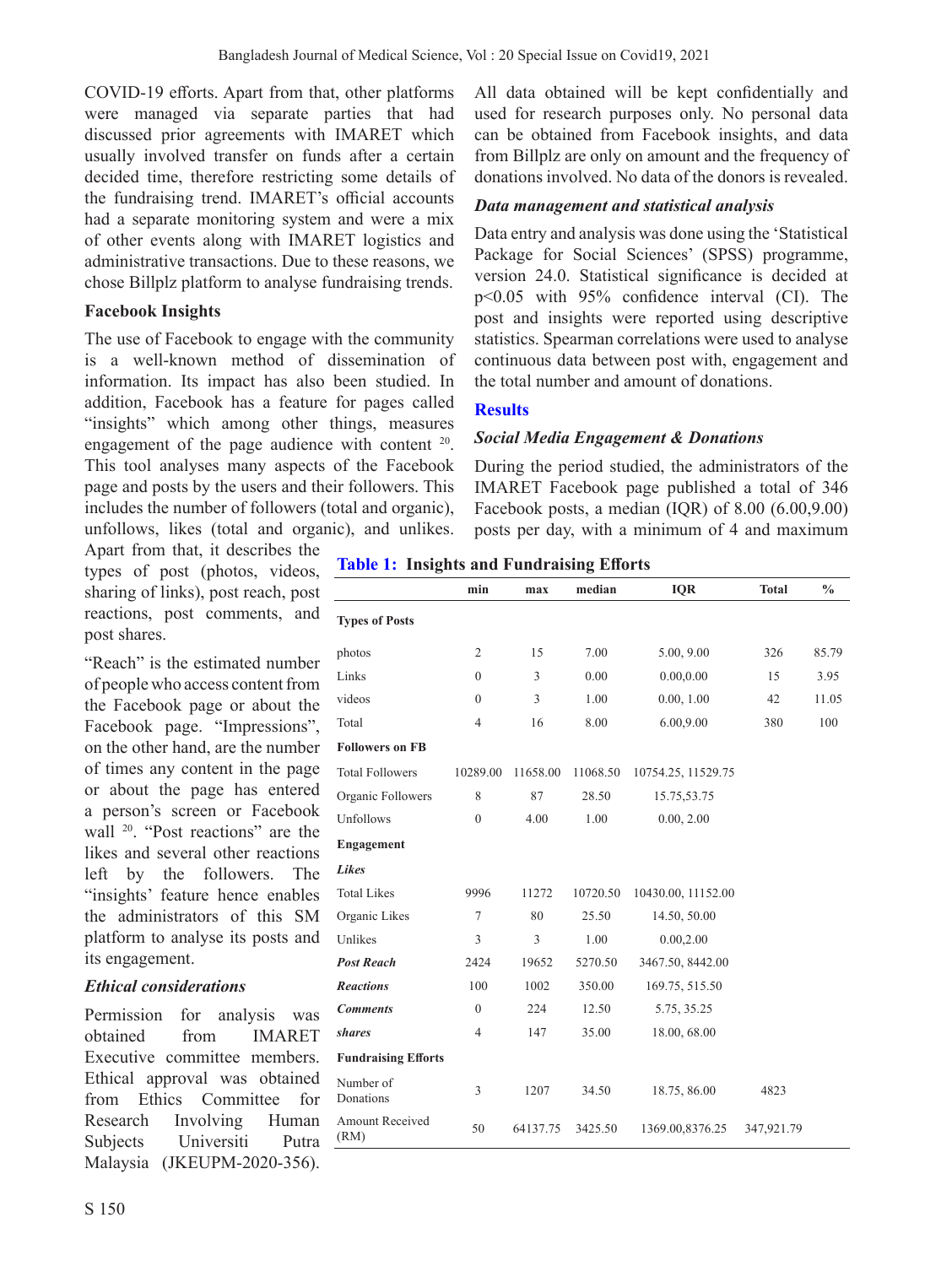COVID-19 efforts. Apart from that, other platforms were managed via separate parties that had discussed prior agreements with IMARET which usually involved transfer on funds after a certain decided time, therefore restricting some details of the fundraising trend. IMARET's official accounts had a separate monitoring system and were a mix of other events along with IMARET logistics and administrative transactions. Due to these reasons, we chose Billplz platform to analyse fundraising trends.

**Facebook Insights**

The use of Facebook to engage with the community is a well-known method of dissemination of information. Its impact has also been studied. In addition, Facebook has a feature for pages called "insights" which among other things, measures engagement of the page audience with content [20]. This tool analyses many aspects of the Facebook page and posts by the users and their followers. This includes the number of followers (total and organic), unfollows, likes (total and organic), and unlikes. Apart from that, it describes the types of post (photos, videos, sharing of links), post reach, post reactions, post comments, and post shares.

"Reach" is the estimated number of people who access content from the Facebook page or about the Facebook page. "Impressions", on the other hand, are the number of times any content in the page or about the page has entered a person's screen or Facebook wall [20]. "Post reactions" are the likes and several other reactions left by the followers. The "insights' feature hence enables the administrators of this SM platform to analyse its posts and its engagement.

***Ethical considerations***

Permission for analysis was obtained from IMARET Executive committee members. Ethical approval was obtained from Ethics Committee for Research Involving Human Subjects Universiti Putra Malaysia (JKEUPM-2020-356). All data obtained will be kept confidentially and used for research purposes only. No personal data can be obtained from Facebook insights, and data from Billplz are only on amount and the frequency of donations involved. No data of the donors is revealed.

***Data management and statistical analysis***

Data entry and analysis was done using the 'Statistical Package for Social Sciences' (SPSS) programme, version 24.0. Statistical significance is decided at $p<0.05$ with 95% confidence interval (CI). The post and insights were reported using descriptive statistics. Spearman correlations were used to analyse continuous data between post with, engagement and the total number and amount of donations.

## Results

***Social Media Engagement & Donations***

During the period studied, the administrators of the IMARET Facebook page published a total of 346 Facebook posts, a median (IQR) of 8.00 (6.00,9.00) posts per day, with a minimum of 4 and maximum

**Table 1: Insights and Fundraising Efforts**

| | min | max | median | IQR | Total | % |
|---|---|---|---|---|---|---|
| **Types of Posts** | | | | | | |
| photos | 2 | 15 | 7.00 | 5.00, 9.00 | 326 | 85.79 |
| Links | 0 | 3 | 0.00 | 0.00,0.00 | 15 | 3.95 |
| videos | 0 | 3 | 1.00 | 0.00, 1.00 | 42 | 11.05 |
| Total | 4 | 16 | 8.00 | 6.00,9.00 | 380 | 100 |
| **Followers on FB** | | | | | | |
| Total Followers | 10289.00 | 11658.00 | 11068.50 | 10754.25, 11529.75 | | |
| Organic Followers | 8 | 87 | 28.50 | 15.75,53.75 | | |
| Unfollows | 0 | 4.00 | 1.00 | 0.00, 2.00 | | |
| **Engagement** | | | | | | |
| ***Likes*** | | | | | | |
| Total Likes | 9996 | 11272 | 10720.50 | 10430.00, 11152.00 | | |
| Organic Likes | 7 | 80 | 25.50 | 14.50, 50.00 | | |
| Unlikes | 3 | 3 | 1.00 | 0.00,2.00 | | |
| ***Post Reach*** | 2424 | 19652 | 5270.50 | 3467.50, 8442.00 | | |
| ***Reactions*** | 100 | 1002 | 350.00 | 169.75, 515.50 | | |
| ***Comments*** | 0 | 224 | 12.50 | 5.75, 35.25 | | |
| ***shares*** | 4 | 147 | 35.00 | 18.00, 68.00 | | |
| **Fundraising Efforts** | | | | | | |
| Number of Donations | 3 | 1207 | 34.50 | 18.75, 86.00 | 4823 | |
| Amount Received (RM) | 50 | 64137.75 | 3425.50 | 1369.00,8376.25 | 347,921.79 | |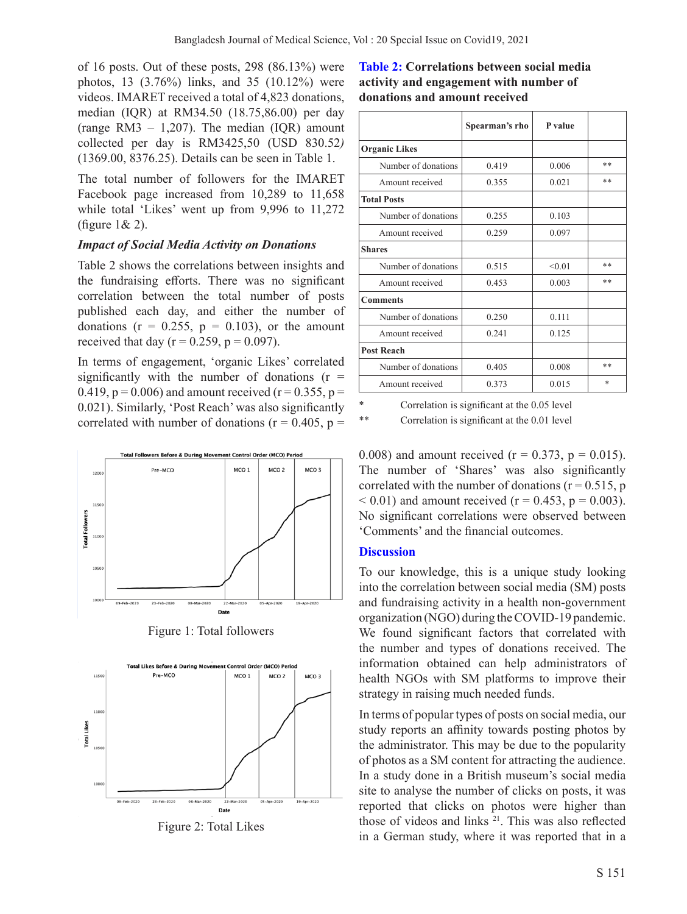of 16 posts. Out of these posts, 298 (86.13%) were photos, 13 (3.76%) links, and 35 (10.12%) were videos. IMARET received a total of 4,823 donations, median (IQR) at RM34.50 (18.75,86.00) per day (range RM3 – 1,207). The median (IQR) amount collected per day is RM3425,50 (USD 830.52*)* (1369.00, 8376.25). Details can be seen in Table 1.

The total number of followers for the IMARET Facebook page increased from 10,289 to 11,658 while total 'Likes' went up from 9,996 to 11,272 (figure 1& 2).

### *Impact of Social Media Activity on Donations*

Table 2 shows the correlations between insights and the fundraising efforts. There was no significant correlation between the total number of posts published each day, and either the number of donations ($r = 0.255$, $p = 0.103$), or the amount received that day ($r = 0.259$, $p = 0.097$).

In terms of engagement, 'organic Likes' correlated significantly with the number of donations ($r = 0.419$, $p = 0.006$) and amount received ($r = 0.355$, $p = 0.021$). Similarly, 'Post Reach' was also significantly correlated with number of donations ($r = 0.405$, $p = 0.008$) and amount received ($r = 0.373$, $p = 0.015$). The number of 'Shares' was also significantly correlated with the number of donations ($r = 0.515$, $p < 0.01$) and amount received ($r = 0.453$, $p = 0.003$). No significant correlations were observed between 'Comments' and the financial outcomes.

Figure 1: Total followers

Figure 2: Total Likes

**Table 2: Correlations between social media activity and engagement with number of donations and amount received**

| | Spearman's rho | P value | |
|---|---|---|---|
| **Organic Likes** | | | |
| Number of donations | 0.419 | 0.006 | ** |
| Amount received | 0.355 | 0.021 | ** |
| **Total Posts** | | | |
| Number of donations | 0.255 | 0.103 | |
| Amount received | 0.259 | 0.097 | |
| **Shares** | | | |
| Number of donations | 0.515 | <0.01 | ** |
| Amount received | 0.453 | 0.003 | ** |
| **Comments** | | | |
| Number of donations | 0.250 | 0.111 | |
| Amount received | 0.241 | 0.125 | |
| **Post Reach** | | | |
| Number of donations | 0.405 | 0.008 | ** |
| Amount received | 0.373 | 0.015 | * |

\* Correlation is significant at the 0.05 level

** Correlation is significant at the 0.01 level

## Discussion

To our knowledge, this is a unique study looking into the correlation between social media (SM) posts and fundraising activity in a health non-government organization (NGO) during the COVID-19 pandemic. We found significant factors that correlated with the number and types of donations received. The information obtained can help administrators of health NGOs with SM platforms to improve their strategy in raising much needed funds.

In terms of popular types of posts on social media, our study reports an affinity towards posting photos by the administrator. This may be due to the popularity of photos as a SM content for attracting the audience. In a study done in a British museum's social media site to analyse the number of clicks on posts, it was reported that clicks on photos were higher than those of videos and links [21]. This was also reflected in a German study, where it was reported that in a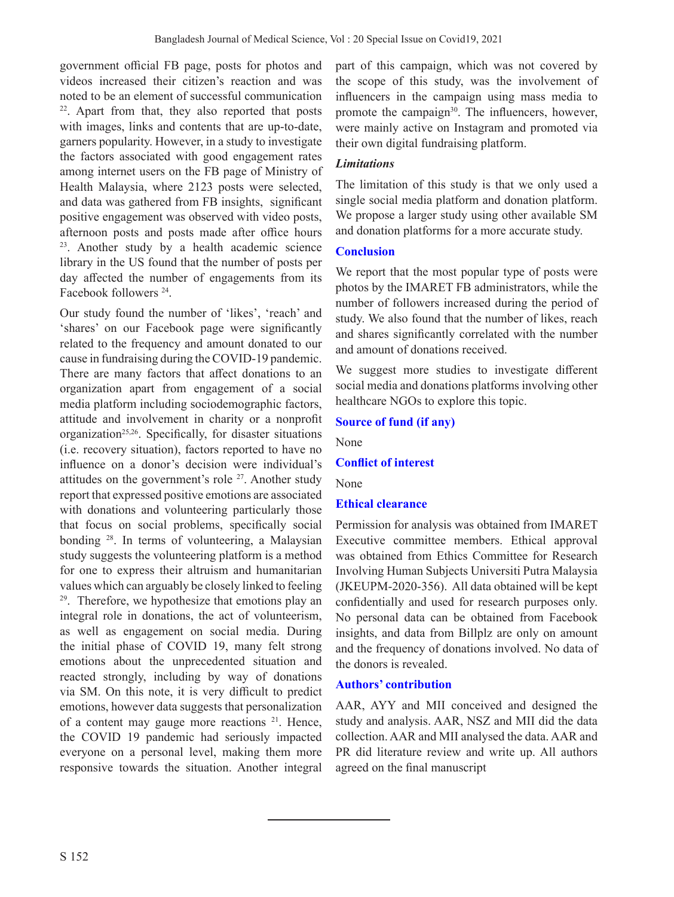government official FB page, posts for photos and videos increased their citizen's reaction and was noted to be an element of successful communication [22]. Apart from that, they also reported that posts with images, links and contents that are up-to-date, garners popularity. However, in a study to investigate the factors associated with good engagement rates among internet users on the FB page of Ministry of Health Malaysia, where 2123 posts were selected, and data was gathered from FB insights, significant positive engagement was observed with video posts, afternoon posts and posts made after office hours [23]. Another study by a health academic science library in the US found that the number of posts per day affected the number of engagements from its Facebook followers [24].

Our study found the number of 'likes', 'reach' and 'shares' on our Facebook page were significantly related to the frequency and amount donated to our cause in fundraising during the COVID-19 pandemic. There are many factors that affect donations to an organization apart from engagement of a social media platform including sociodemographic factors, attitude and involvement in charity or a nonprofit organization[25,26]. Specifically, for disaster situations (i.e. recovery situation), factors reported to have no influence on a donor's decision were individual's attitudes on the government's role [27]. Another study report that expressed positive emotions are associated with donations and volunteering particularly those that focus on social problems, specifically social bonding [28]. In terms of volunteering, a Malaysian study suggests the volunteering platform is a method for one to express their altruism and humanitarian values which can arguably be closely linked to feeling [29]. Therefore, we hypothesize that emotions play an integral role in donations, the act of volunteerism, as well as engagement on social media. During the initial phase of COVID 19, many felt strong emotions about the unprecedented situation and reacted strongly, including by way of donations via SM. On this note, it is very difficult to predict emotions, however data suggests that personalization of a content may gauge more reactions [21]. Hence, the COVID 19 pandemic had seriously impacted everyone on a personal level, making them more responsive towards the situation. Another integral part of this campaign, which was not covered by the scope of this study, was the involvement of influencers in the campaign using mass media to promote the campaign[30]. The influencers, however, were mainly active on Instagram and promoted via their own digital fundraising platform.

### *Limitations*

The limitation of this study is that we only used a single social media platform and donation platform. We propose a larger study using other available SM and donation platforms for a more accurate study.

## Conclusion

We report that the most popular type of posts were photos by the IMARET FB administrators, while the number of followers increased during the period of study. We also found that the number of likes, reach and shares significantly correlated with the number and amount of donations received.

We suggest more studies to investigate different social media and donations platforms involving other healthcare NGOs to explore this topic.

## Source of fund (if any)

None

## Conflict of interest

None

## Ethical clearance

Permission for analysis was obtained from IMARET Executive committee members. Ethical approval was obtained from Ethics Committee for Research Involving Human Subjects Universiti Putra Malaysia (JKEUPM-2020-356). All data obtained will be kept confidentially and used for research purposes only. No personal data can be obtained from Facebook insights, and data from Billplz are only on amount and the frequency of donations involved. No data of the donors is revealed.

## Authors' contribution

AAR, AYY and MII conceived and designed the study and analysis. AAR, NSZ and MII did the data collection. AAR and MII analysed the data. AAR and PR did literature review and write up. All authors agreed on the final manuscript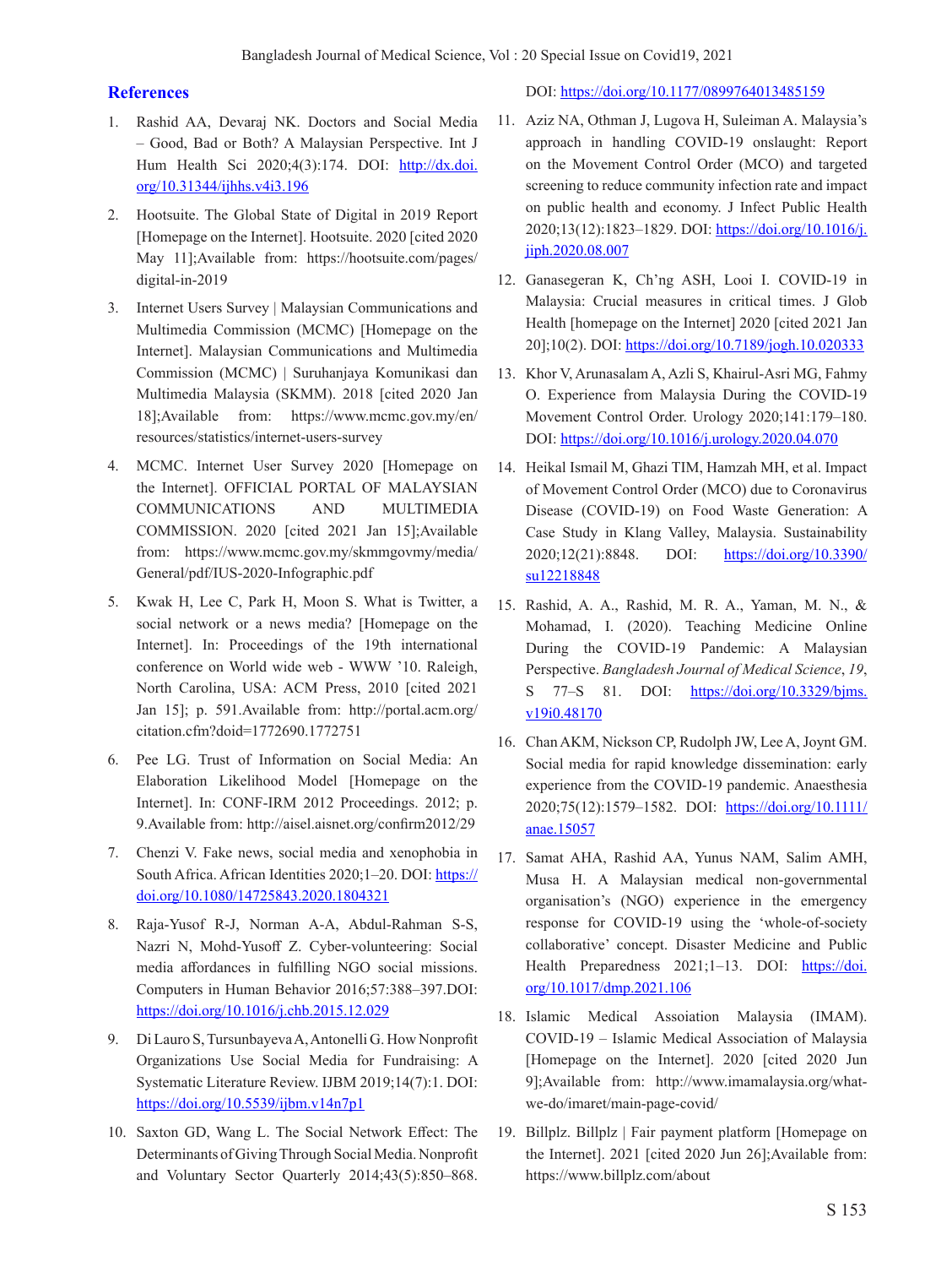## References

1. Rashid AA, Devaraj NK. Doctors and Social Media – Good, Bad or Both? A Malaysian Perspective. Int J Hum Health Sci 2020;4(3):174. DOI: http://dx.doi.org/10.31344/ijhhs.v4i3.196

2. Hootsuite. The Global State of Digital in 2019 Report [Homepage on the Internet]. Hootsuite. 2020 [cited 2020 May 11];Available from: https://hootsuite.com/pages/digital-in-2019

3. Internet Users Survey | Malaysian Communications and Multimedia Commission (MCMC) [Homepage on the Internet]. Malaysian Communications and Multimedia Commission (MCMC) | Suruhanjaya Komunikasi dan Multimedia Malaysia (SKMM). 2018 [cited 2020 Jan 18];Available from: https://www.mcmc.gov.my/en/resources/statistics/internet-users-survey

4. MCMC. Internet User Survey 2020 [Homepage on the Internet]. OFFICIAL PORTAL OF MALAYSIAN COMMUNICATIONS AND MULTIMEDIA COMMISSION. 2020 [cited 2021 Jan 15];Available from: https://www.mcmc.gov.my/skmmgovmy/media/General/pdf/IUS-2020-Infographic.pdf

5. Kwak H, Lee C, Park H, Moon S. What is Twitter, a social network or a news media? [Homepage on the Internet]. In: Proceedings of the 19th international conference on World wide web - WWW '10. Raleigh, North Carolina, USA: ACM Press, 2010 [cited 2021 Jan 15]; p. 591.Available from: http://portal.acm.org/citation.cfm?doid=1772690.1772751

6. Pee LG. Trust of Information on Social Media: An Elaboration Likelihood Model [Homepage on the Internet]. In: CONF-IRM 2012 Proceedings. 2012; p. 9.Available from: http://aisel.aisnet.org/confirm2012/29

7. Chenzi V. Fake news, social media and xenophobia in South Africa. African Identities 2020;1–20. DOI: https://doi.org/10.1080/14725843.2020.1804321

8. Raja-Yusof R-J, Norman A-A, Abdul-Rahman S-S, Nazri N, Mohd-Yusoff Z. Cyber-volunteering: Social media affordances in fulfilling NGO social missions. Computers in Human Behavior 2016;57:388–397.DOI: https://doi.org/10.1016/j.chb.2015.12.029

9. Di Lauro S, Tursunbayeva A, Antonelli G. How Nonprofit Organizations Use Social Media for Fundraising: A Systematic Literature Review. IJBM 2019;14(7):1. DOI: https://doi.org/10.5539/ijbm.v14n7p1

10. Saxton GD, Wang L. The Social Network Effect: The Determinants of Giving Through Social Media. Nonprofit and Voluntary Sector Quarterly 2014;43(5):850–868. DOI: https://doi.org/10.1177/0899764013485159

11. Aziz NA, Othman J, Lugova H, Suleiman A. Malaysia's approach in handling COVID-19 onslaught: Report on the Movement Control Order (MCO) and targeted screening to reduce community infection rate and impact on public health and economy. J Infect Public Health 2020;13(12):1823–1829. DOI: https://doi.org/10.1016/j.jiph.2020.08.007

12. Ganasegeran K, Ch'ng ASH, Looi I. COVID-19 in Malaysia: Crucial measures in critical times. J Glob Health [homepage on the Internet] 2020 [cited 2021 Jan 20];10(2). DOI: https://doi.org/10.7189/jogh.10.020333

13. Khor V, Arunasalam A, Azli S, Khairul-Asri MG, Fahmy O. Experience from Malaysia During the COVID-19 Movement Control Order. Urology 2020;141:179–180. DOI: https://doi.org/10.1016/j.urology.2020.04.070

14. Heikal Ismail M, Ghazi TIM, Hamzah MH, et al. Impact of Movement Control Order (MCO) due to Coronavirus Disease (COVID-19) on Food Waste Generation: A Case Study in Klang Valley, Malaysia. Sustainability 2020;12(21):8848. DOI: https://doi.org/10.3390/su12218848

15. Rashid, A. A., Rashid, M. R. A., Yaman, M. N., & Mohamad, I. (2020). Teaching Medicine Online During the COVID-19 Pandemic: A Malaysian Perspective. *Bangladesh Journal of Medical Science*, *19*, S 77–S 81. DOI: https://doi.org/10.3329/bjms.v19i0.48170

16. Chan AKM, Nickson CP, Rudolph JW, Lee A, Joynt GM. Social media for rapid knowledge dissemination: early experience from the COVID-19 pandemic. Anaesthesia 2020;75(12):1579–1582. DOI: https://doi.org/10.1111/anae.15057

17. Samat AHA, Rashid AA, Yunus NAM, Salim AMH, Musa H. A Malaysian medical non-governmental organisation's (NGO) experience in the emergency response for COVID-19 using the 'whole-of-society collaborative' concept. Disaster Medicine and Public Health Preparedness 2021;1–13. DOI: https://doi.org/10.1017/dmp.2021.106

18. Islamic Medical Assoiation Malaysia (IMAM). COVID-19 – Islamic Medical Association of Malaysia [Homepage on the Internet]. 2020 [cited 2020 Jun 9];Available from: http://www.imamalaysia.org/what-we-do/imaret/main-page-covid/

19. Billplz. Billplz | Fair payment platform [Homepage on the Internet]. 2021 [cited 2020 Jun 26];Available from: https://www.billplz.com/about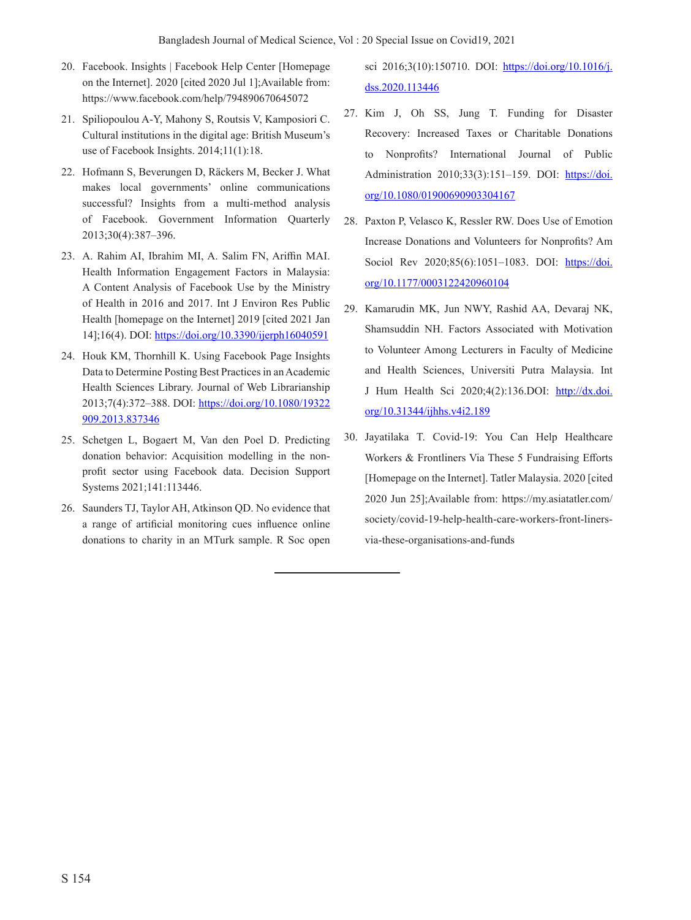20. Facebook. Insights | Facebook Help Center [Homepage on the Internet]. 2020 [cited 2020 Jul 1];Available from: https://www.facebook.com/help/794890670645072
21. Spiliopoulou A-Y, Mahony S, Routsis V, Kamposiori C. Cultural institutions in the digital age: British Museum's use of Facebook Insights. 2014;11(1):18.
22. Hofmann S, Beverungen D, Räckers M, Becker J. What makes local governments' online communications successful? Insights from a multi-method analysis of Facebook. Government Information Quarterly 2013;30(4):387–396.
23. A. Rahim AI, Ibrahim MI, A. Salim FN, Ariffin MAI. Health Information Engagement Factors in Malaysia: A Content Analysis of Facebook Use by the Ministry of Health in 2016 and 2017. Int J Environ Res Public Health [homepage on the Internet] 2019 [cited 2021 Jan 14];16(4). DOI: https://doi.org/10.3390/ijerph16040591
24. Houk KM, Thornhill K. Using Facebook Page Insights Data to Determine Posting Best Practices in an Academic Health Sciences Library. Journal of Web Librarianship 2013;7(4):372–388. DOI: https://doi.org/10.1080/19322909.2013.837346
25. Schetgen L, Bogaert M, Van den Poel D. Predicting donation behavior: Acquisition modelling in the non-profit sector using Facebook data. Decision Support Systems 2021;141:113446.
26. Saunders TJ, Taylor AH, Atkinson QD. No evidence that a range of artificial monitoring cues influence online donations to charity in an MTurk sample. R Soc open sci 2016;3(10):150710. DOI: https://doi.org/10.1016/j.dss.2020.113446
27. Kim J, Oh SS, Jung T. Funding for Disaster Recovery: Increased Taxes or Charitable Donations to Nonprofits? International Journal of Public Administration 2010;33(3):151–159. DOI: https://doi.org/10.1080/01900690903304167
28. Paxton P, Velasco K, Ressler RW. Does Use of Emotion Increase Donations and Volunteers for Nonprofits? Am Sociol Rev 2020;85(6):1051–1083. DOI: https://doi.org/10.1177/0003122420960104
29. Kamarudin MK, Jun NWY, Rashid AA, Devaraj NK, Shamsuddin NH. Factors Associated with Motivation to Volunteer Among Lecturers in Faculty of Medicine and Health Sciences, Universiti Putra Malaysia. Int J Hum Health Sci 2020;4(2):136.DOI: http://dx.doi.org/10.31344/ijhhs.v4i2.189
30. Jayatilaka T. Covid-19: You Can Help Healthcare Workers & Frontliners Via These 5 Fundraising Efforts [Homepage on the Internet]. Tatler Malaysia. 2020 [cited 2020 Jun 25];Available from: https://my.asiatatler.com/society/covid-19-help-health-care-workers-front-liners-via-these-organisations-and-funds